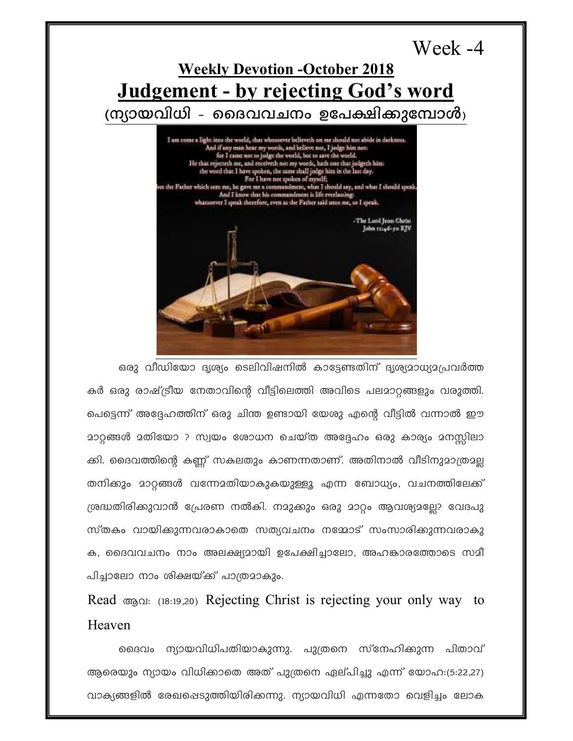Week -4

## Weekly Devotion -October 2018

# Judgement - by rejecting God's word

## (ന്യായവിധി - ദൈവവചനം ഉപേക്ഷിക്കുമ്പോൾ)

I am come a light into the world, that whosoever believeth on me should not abide in darkness.
And if any man hear my words, and believe not, I judge him not:
for I came not to judge the world, but to save the world.
He that rejecteth me, and receiveth not my words, hath one that judgeth him:
the word that I have spoken, the same shall judge him in the last day.
For I have not spoken of myself;
but the Father which sent me, he gave me a commandment, what I should say, and what I should speak.
And I know that his commandment is life everlasting:
whatsoever I speak therefore, even as the Father said unto me, so I speak.

-The Lord Jesus Christ
John 12:46-50 KJV

ഒരു വീഡിയോ ദൃശ്യം ടെലിവിഷനിൽ കാട്ടേണ്ടതിന് ദൃശ്യമാധ്യമപ്രവർത്തകർ ഒരു രാഷ്ട്രീയ നേതാവിന്റെ വീട്ടിലെത്തി അവിടെ പലമാറ്റങ്ങളും വരുത്തി. പെട്ടെന്ന് അദ്ദേഹത്തിന് ഒരു ചിന്ത ഉണ്ടായി യേശു എന്റെ വീട്ടിൽ വന്നാൽ ഈ മാറ്റങ്ങൾ മതിയോ ? സ്വയം ശോധന ചെയ്ത അദ്ദേഹം ഒരു കാര്യം മനസ്സിലാക്കി. ദൈവത്തിന്റെ കണ്ണ് സകലതും കാണുന്നതാണ്. അതിനാൽ വീടിനുമാത്രമല്ല തനിക്കും മാറ്റങ്ങൾ വന്നേമതിയാകുകയുള്ളൂ എന്ന ബോധ്യം, വചനത്തിലേക്ക് ശ്രദ്ധതിരിക്കുവാൻ പ്രേരണ നൽകി. നമുക്കും ഒരു മാറ്റം ആവശ്യമല്ലേ? വേദപുസ്തകം വായിക്കുന്നവരാകാതെ സത്യവചനം നമ്മോട് സംസാരിക്കുന്നവരാകുക, ദൈവവചനം നാം അലക്ഷ്യമായി ഉപേക്ഷിച്ചാലോ, അഹങ്കാരത്തോടെ സമീപിച്ചാലോ നാം ശിക്ഷയ്ക്ക് പാത്രമാകും.

Read ആവ: (18:19,20) Rejecting Christ is rejecting your only way to Heaven

ദൈവം ന്യായവിധിപതിയാകുന്നു. പുത്രനെ സ്നേഹിക്കുന്ന പിതാവ് ആരെയും ന്യായം വിധിക്കാതെ അത് പുത്രനെ ഏല്പിച്ചു എന്ന് യോഹ:(5:22,27) വാക്യങ്ങളിൽ രേഖപ്പെടുത്തിയിരിക്കുന്നു. ന്യായവിധി എന്നതോ വെളിച്ചം ലോക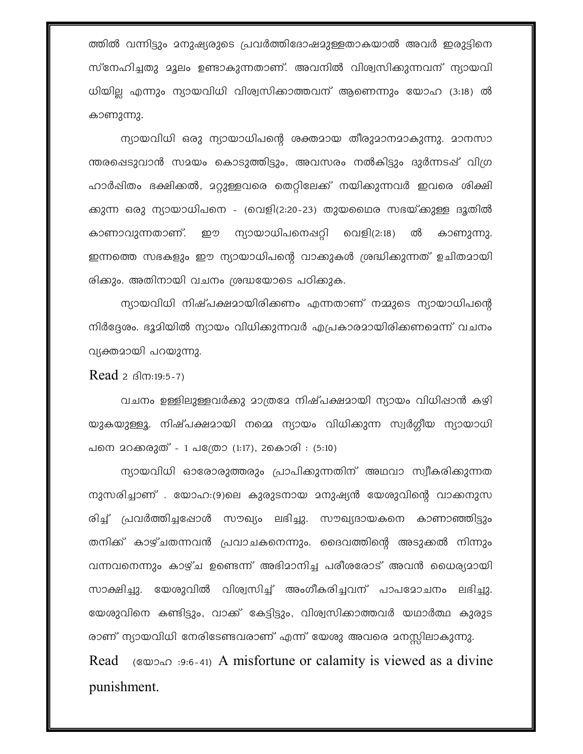ത്തിൽ വന്നിട്ടും മനുഷ്യരുടെ പ്രവർത്തിദോഷമുള്ളതാകയാൽ അവർ ഇരുട്ടിനെ സ്നേഹിച്ചതു മൂലം ഉണ്ടാകുന്നതാണ്. അവനിൽ വിശ്വസിക്കുന്നവന് ന്യായവിധിയില്ല എന്നും ന്യായവിധി വിശ്വസിക്കാത്തവന് ആണെന്നും യോഹ (3:18) ൽ കാണുന്നു.

ന്യായവിധി ഒരു ന്യായാധിപന്റെ ശക്തമായ തീരുമാനമാകുന്നു. മാനസാന്തരപ്പെടുവാൻ സമയം കൊടുത്തിട്ടും, അവസരം നൽകിട്ടും ദുർന്നടപ്പ് വിഗ്രഹാർപ്പിതം ഭക്ഷിക്കൽ, മറ്റുള്ളവരെ തെറ്റിലേക്ക് നയിക്കുന്നവർ ഇവരെ ശിക്ഷിക്കുന്ന ഒരു ന്യായാധിപനെ - (വെളി(2:20-23) തുയഥൈര സഭയ്ക്കുള്ള ദൂതിൽ കാണാവുന്നതാണ്. ഈ ന്യായാധിപനെപ്പറ്റി വെളി(2:18) ൽ കാണുന്നു. ഇന്നത്തെ സഭകളും ഈ ന്യായാധിപന്റെ വാക്കുകൾ ശ്രദ്ധിക്കുന്നത് ഉചിതമായിരിക്കും. അതിനായി വചനം ശ്രദ്ധയോടെ പഠിക്കുക.

ന്യായവിധി നിഷ്പക്ഷമായിരിക്കണം എന്നതാണ് നമ്മുടെ ന്യായാധിപന്റെ നിർദ്ദേശം. ഭൂമിയിൽ ന്യായം വിധിക്കുന്നവർ എപ്രകാരമായിരിക്കണമെന്ന് വചനം വ്യക്തമായി പറയുന്നു.

Read 2 ദിന:19:5-7)

വചനം ഉള്ളിലുള്ളവർക്കു മാത്രമേ നിഷ്പക്ഷമായി ന്യായം വിധിപ്പാൻ കഴിയുകയുള്ളൂ. നിഷ്പക്ഷമായി നമ്മെ ന്യായം വിധിക്കുന്ന സ്വർഗ്ഗീയ ന്യായാധിപനെ മറക്കരുത് - 1 പത്രോ (1:17), 2കൊരി : (5:10)

ന്യായവിധി ഓരോരുത്തരും പ്രാപിക്കുന്നതിന് അഥവാ സ്വീകരിക്കുന്നതനുസരിച്ചാണ് . യോഹ:(9)ലെ കുരുടനായ മനുഷ്യൻ യേശുവിന്റെ വാക്കനുസരിച്ച് പ്രവർത്തിച്ചപ്പോൾ സൗഖ്യം ലഭിച്ചു. സൗഖ്യദായകനെ കാണാഞ്ഞിട്ടും തനിക്ക് കാഴ്ചതന്നവൻ പ്രവാചകനെന്നും. ദൈവത്തിന്റെ അടുക്കൽ നിന്നും വന്നവനെന്നും കാഴ്ച ഉണ്ടെന്ന് അഭിമാനിച്ച പരീശരോട് അവൻ ധൈര്യമായി സാക്ഷിച്ചു. യേശുവിൽ വിശ്വസിച്ച് അംഗീകരിച്ചവന് പാപമോചനം ലഭിച്ചു. യേശുവിനെ കണ്ടിട്ടും, വാക്ക് കേട്ടിട്ടും, വിശ്വസിക്കാത്തവർ യഥാർത്ഥ കുരുടരാണ് ന്യായവിധി നേരിടേണ്ടവരാണ് എന്ന് യേശു അവരെ മനസ്സിലാകുന്നു.

Read (യോഹ :9:6-41) A misfortune or calamity is viewed as a divine punishment.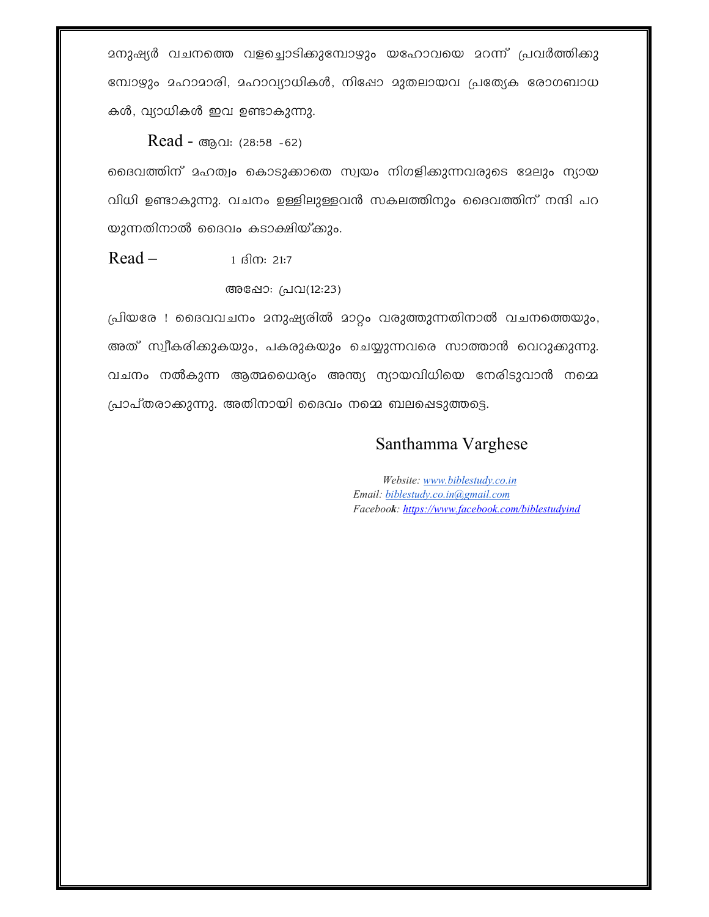മനുഷ്യർ വചനത്തെ വളച്ചൊടിക്കുമ്പോഴും യഹോവയെ മറന്ന് പ്രവർത്തിക്കു മ്പോഴും മഹാമാരി, മഹാവ്യാധികൾ, നിഷോ മുതലായവ പ്രത്യേക രോഗബാധ കൾ, വ്യാധികൾ ഇവ ഉണ്ടാകുന്നു.

Read - ആവ: (28:58 -62)

ദൈവത്തിന് മഹത്വം കൊടുക്കാതെ സ്വയം നിഗളിക്കുന്നവരുടെ മേലും ന്യായ വിധി ഉണ്ടാകുന്നു. വചനം ഉള്ളിലുള്ളവൻ സകലത്തിനും ദൈവത്തിന് നന്ദി പറ യുന്നതിനാൽ ദൈവം കടാക്ഷിയ്ക്കും.

Read – 1 ദിന: 21:7

അഷോ: പ്രവ(12:23)

പ്രിയരേ ! ദൈവവചനം മനുഷ്യരിൽ മാറ്റം വരുത്തുന്നതിനാൽ വചനത്തെയും, അത് സ്വീകരിക്കുകയും, പകരുകയും ചെയ്യുന്നവരെ സാത്താൻ വെറുക്കുന്നു. വചനം നൽകുന്ന ആത്മധൈര്യം അന്ത്യ ന്യായവിധിയെ നേരിടുവാൻ നമ്മെ പ്രാപ്തരാക്കുന്നു. അതിനായി ദൈവം നമ്മെ ബലപ്പെടുത്തട്ടെ.

Santhamma Varghese

*Website: www.biblestudy.co.in*
*Email: biblestudy.co.in@gmail.com*
*Facebook: https://www.facebook.com/biblestudyind*